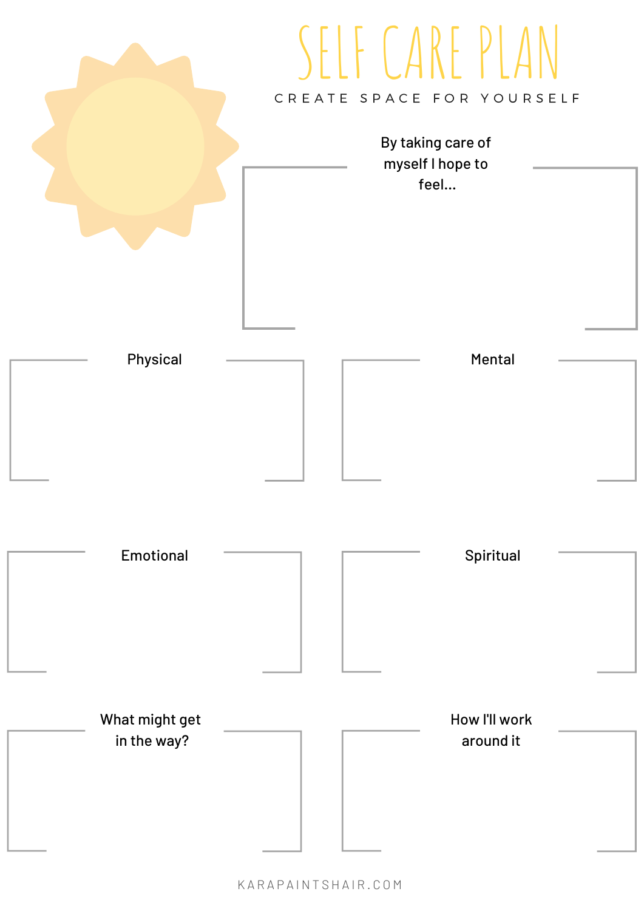# SELF CARE PLAN

CREATE SPACE FOR YOURSELF

By taking care of myself I hope to feel...

Physical

Mental

Emotional

Spiritual

What might get in the way?

How I'll work around it

KARAPAINTSHAIR.COM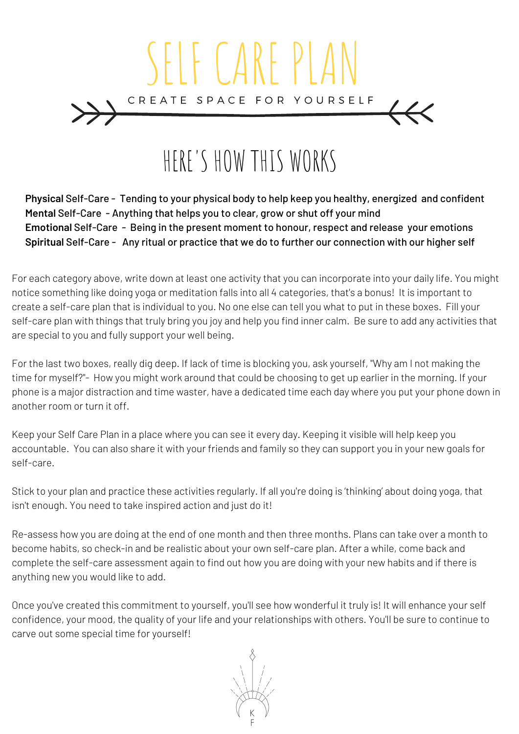# SELF CARE PLAN

CREATE SPACE FOR YOURSELF

## HERE'S HOW THIS WORKS

**Physical** Self-Care - Tending to your physical body to help keep you healthy, energized and confident
**Mental** Self-Care - Anything that helps you to clear, grow or shut off your mind
**Emotional** Self-Care - Being in the present moment to honour, respect and release your emotions
**Spiritual** Self-Care - Any ritual or practice that we do to further our connection with our higher self

For each category above, write down at least one activity that you can incorporate into your daily life. You might notice something like doing yoga or meditation falls into all 4 categories, that's a bonus! It is important to create a self-care plan that is individual to you. No one else can tell you what to put in these boxes. Fill your self-care plan with things that truly bring you joy and help you find inner calm. Be sure to add any activities that are special to you and fully support your well being.

For the last two boxes, really dig deep. If lack of time is blocking you, ask yourself, "Why am I not making the time for myself?"- How you might work around that could be choosing to get up earlier in the morning. If your phone is a major distraction and time waster, have a dedicated time each day where you put your phone down in another room or turn it off.

Keep your Self Care Plan in a place where you can see it every day. Keeping it visible will help keep you accountable. You can also share it with your friends and family so they can support you in your new goals for self-care.

Stick to your plan and practice these activities regularly. If all you're doing is 'thinking' about doing yoga, that isn't enough. You need to take inspired action and just do it!

Re-assess how you are doing at the end of one month and then three months. Plans can take over a month to become habits, so check-in and be realistic about your own self-care plan. After a while, come back and complete the self-care assessment again to find out how you are doing with your new habits and if there is anything new you would like to add.

Once you've created this commitment to yourself, you'll see how wonderful it truly is! It will enhance your self confidence, your mood, the quality of your life and your relationships with others. You'll be sure to continue to carve out some special time for yourself!

K
F